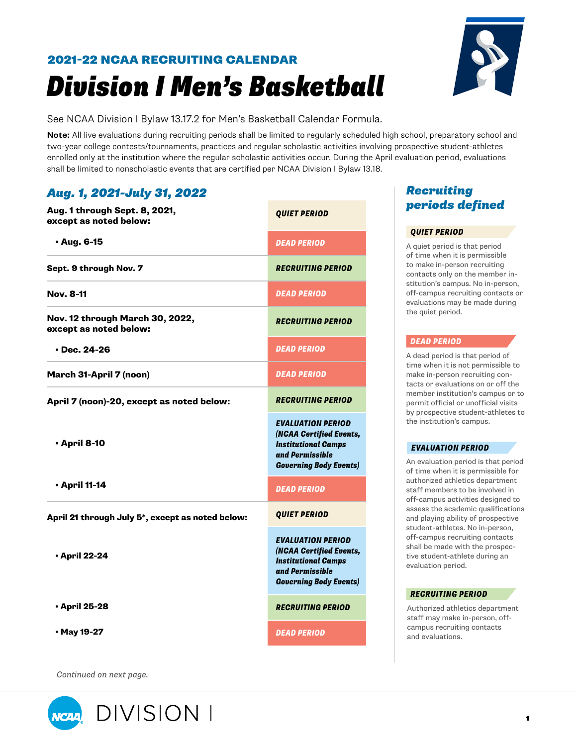## 2021-22 NCAA RECRUITING CALENDAR

# Division I Men's Basketball

See NCAA Division I Bylaw 13.17.2 for Men's Basketball Calendar Formula.

**Note:** All live evaluations during recruiting periods shall be limited to regularly scheduled high school, preparatory school and two-year college contests/tournaments, practices and regular scholastic activities involving prospective student-athletes enrolled only at the institution where the regular scholastic activities occur. During the April evaluation period, evaluations shall be limited to nonscholastic events that are certified per NCAA Division I Bylaw 13.18.

## Aug. 1, 2021-July 31, 2022

| Dates | Period |
| --- | --- |
| **Aug. 1 through Sept. 8, 2021, except as noted below:** | ***QUIET PERIOD*** |
| **• Aug. 6-15** | ***DEAD PERIOD*** |
| **Sept. 9 through Nov. 7** | ***RECRUITING PERIOD*** |
| **Nov. 8-11** | ***DEAD PERIOD*** |
| **Nov. 12 through March 30, 2022, except as noted below:** | ***RECRUITING PERIOD*** |
| **• Dec. 24-26** | ***DEAD PERIOD*** |
| **March 31-April 7 (noon)** | ***DEAD PERIOD*** |
| **April 7 (noon)-20, except as noted below:** | ***RECRUITING PERIOD*** |
| **• April 8-10** | ***EVALUATION PERIOD (NCAA Certified Events, Institutional Camps and Permissible Governing Body Events)*** |
| **• April 11-14** | ***DEAD PERIOD*** |
| **April 21 through July 5\*, except as noted below:** | ***QUIET PERIOD*** |
| **• April 22-24** | ***EVALUATION PERIOD (NCAA Certified Events, Institutional Camps and Permissible Governing Body Events)*** |
| **• April 25-28** | ***RECRUITING PERIOD*** |
| **• May 19-27** | ***DEAD PERIOD*** |

*Continued on next page.*

## Recruiting periods defined

### QUIET PERIOD

A quiet period is that period of time when it is permissible to make in-person recruiting contacts only on the member institution's campus. No in-person, off-campus recruiting contacts or evaluations may be made during the quiet period.

### DEAD PERIOD

A dead period is that period of time when it is not permissible to make in-person recruiting contacts or evaluations on or off the member institution's campus or to permit official or unofficial visits by prospective student-athletes to the institution's campus.

### EVALUATION PERIOD

An evaluation period is that period of time when it is permissible for authorized athletics department staff members to be involved in off-campus activities designed to assess the academic qualifications and playing ability of prospective student-athletes. No in-person, off-campus recruiting contacts shall be made with the prospective student-athlete during an evaluation period.

### RECRUITING PERIOD

Authorized athletics department staff may make in-person, off-campus recruiting contacts and evaluations.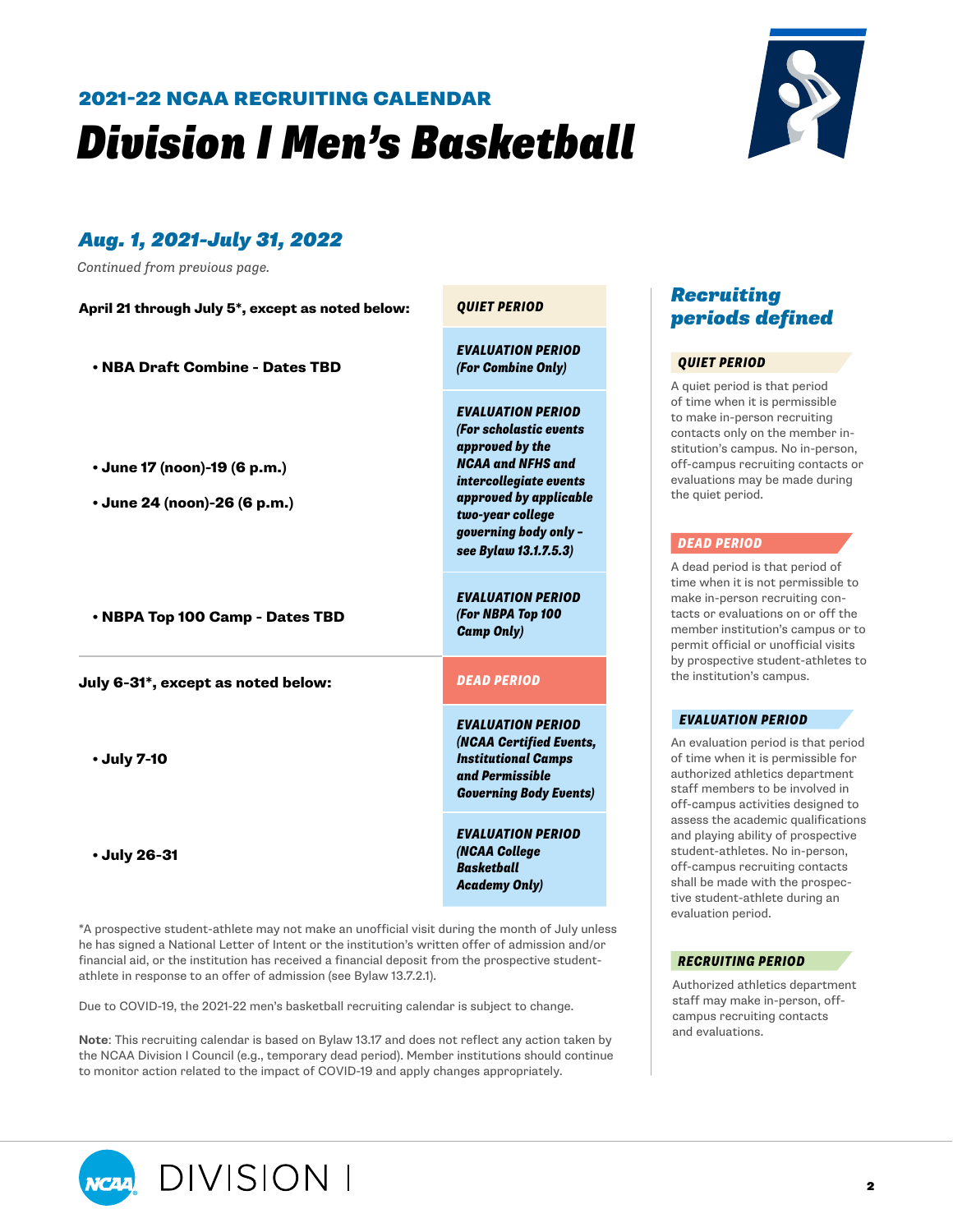## 2021-22 NCAA RECRUITING CALENDAR

# Division I Men's Basketball

## *Aug. 1, 2021-July 31, 2022*

*Continued from previous page.*

| | |
|---|---|
| **April 21 through July 5\*, except as noted below:** | ***QUIET PERIOD*** |
| • **NBA Draft Combine - Dates TBD** | ***EVALUATION PERIOD (For Combine Only)*** |
| • **June 17 (noon)-19 (6 p.m.)**<br>• **June 24 (noon)-26 (6 p.m.)** | ***EVALUATION PERIOD (For scholastic events approved by the NCAA and NFHS and intercollegiate events approved by applicable two-year college governing body only - see Bylaw 13.1.7.5.3)*** |
| • **NBPA Top 100 Camp - Dates TBD** | ***EVALUATION PERIOD (For NBPA Top 100 Camp Only)*** |
| **July 6-31\*, except as noted below:** | ***DEAD PERIOD*** |
| • **July 7-10** | ***EVALUATION PERIOD (NCAA Certified Events, Institutional Camps and Permissible Governing Body Events)*** |
| • **July 26-31** | ***EVALUATION PERIOD (NCAA College Basketball Academy Only)*** |

*A prospective student-athlete may not make an unofficial visit during the month of July unless he has signed a National Letter of Intent or the institution's written offer of admission and/or financial aid, or the institution has received a financial deposit from the prospective student-athlete in response to an offer of admission (see Bylaw 13.7.2.1).

Due to COVID-19, the 2021-22 men's basketball recruiting calendar is subject to change.

**Note**: This recruiting calendar is based on Bylaw 13.17 and does not reflect any action taken by the NCAA Division I Council (e.g., temporary dead period). Member institutions should continue to monitor action related to the impact of COVID-19 and apply changes appropriately.

## *Recruiting periods defined*

### *QUIET PERIOD*

A quiet period is that period of time when it is permissible to make in-person recruiting contacts only on the member institution's campus. No in-person, off-campus recruiting contacts or evaluations may be made during the quiet period.

### *DEAD PERIOD*

A dead period is that period of time when it is not permissible to make in-person recruiting contacts or evaluations on or off the member institution's campus or to permit official or unofficial visits by prospective student-athletes to the institution's campus.

### *EVALUATION PERIOD*

An evaluation period is that period of time when it is permissible for authorized athletics department staff members to be involved in off-campus activities designed to assess the academic qualifications and playing ability of prospective student-athletes. No in-person, off-campus recruiting contacts shall be made with the prospective student-athlete during an evaluation period.

### *RECRUITING PERIOD*

Authorized athletics department staff may make in-person, off-campus recruiting contacts and evaluations.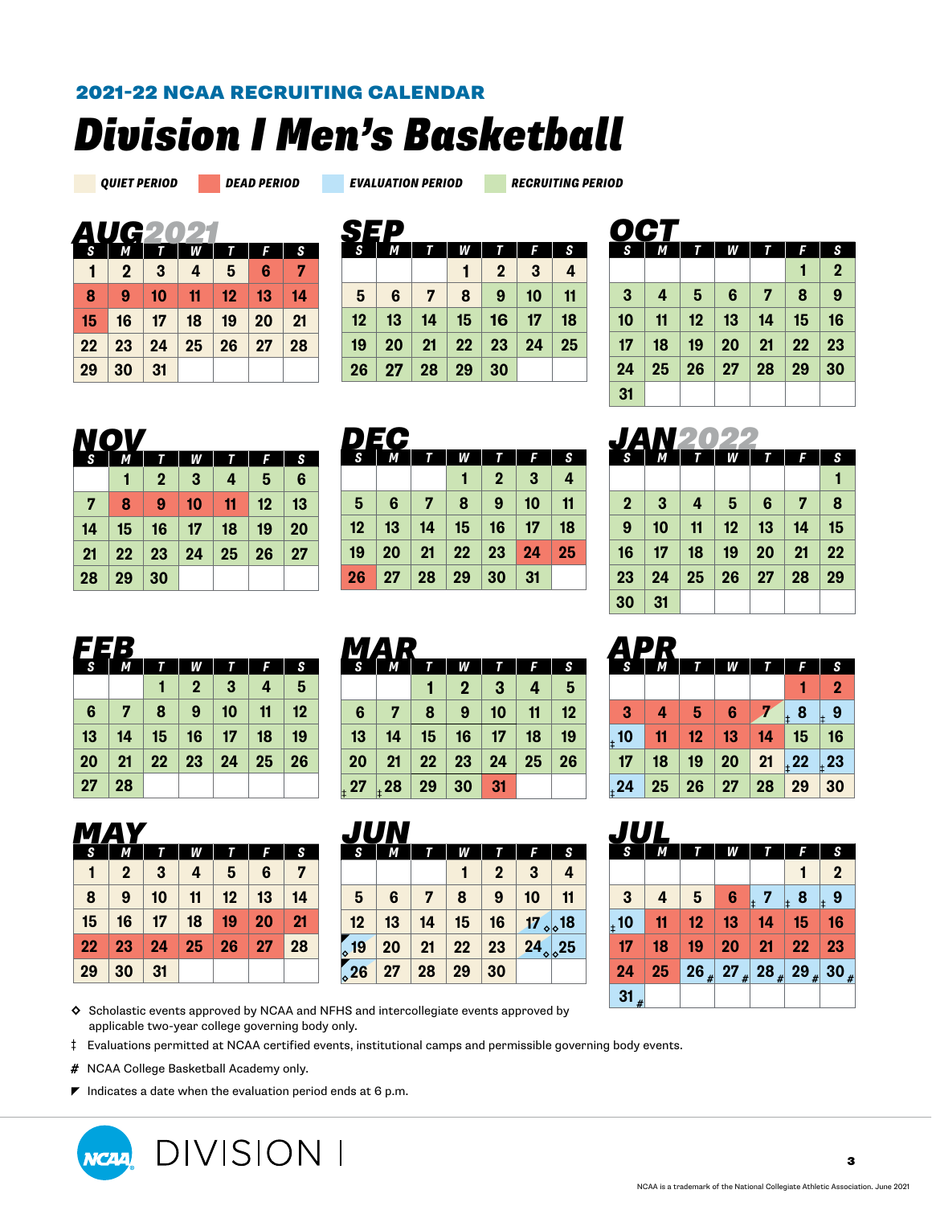### 2021-22 NCAA RECRUITING CALENDAR

# Division I Men's Basketball

QUIET PERIOD | DEAD PERIOD | EVALUATION PERIOD | RECRUITING PERIOD

## AUG 2021

| S | M | T | W | T | F | S |
|---|---|---|---|---|---|---|
| 1 | 2 | 3 | 4 | 5 | 6 | 7 |
| 8 | 9 | 10 | 11 | 12 | 13 | 14 |
| 15 | 16 | 17 | 18 | 19 | 20 | 21 |
| 22 | 23 | 24 | 25 | 26 | 27 | 28 |
| 29 | 30 | 31 | | | | |

## SEP

| S | M | T | W | T | F | S |
|---|---|---|---|---|---|---|
| | | | 1 | 2 | 3 | 4 |
| 5 | 6 | 7 | 8 | 9 | 10 | 11 |
| 12 | 13 | 14 | 15 | 16 | 17 | 18 |
| 19 | 20 | 21 | 22 | 23 | 24 | 25 |
| 26 | 27 | 28 | 29 | 30 | | |

## OCT

| S | M | T | W | T | F | S |
|---|---|---|---|---|---|---|
| | | | | | 1 | 2 |
| 3 | 4 | 5 | 6 | 7 | 8 | 9 |
| 10 | 11 | 12 | 13 | 14 | 15 | 16 |
| 17 | 18 | 19 | 20 | 21 | 22 | 23 |
| 24 | 25 | 26 | 27 | 28 | 29 | 30 |
| 31 | | | | | | |

## NOV

| S | M | T | W | T | F | S |
|---|---|---|---|---|---|---|
| | 1 | 2 | 3 | 4 | 5 | 6 |
| 7 | 8 | 9 | 10 | 11 | 12 | 13 |
| 14 | 15 | 16 | 17 | 18 | 19 | 20 |
| 21 | 22 | 23 | 24 | 25 | 26 | 27 |
| 28 | 29 | 30 | | | | |

## DEC

| S | M | T | W | T | F | S |
|---|---|---|---|---|---|---|
| | | | 1 | 2 | 3 | 4 |
| 5 | 6 | 7 | 8 | 9 | 10 | 11 |
| 12 | 13 | 14 | 15 | 16 | 17 | 18 |
| 19 | 20 | 21 | 22 | 23 | 24 | 25 |
| 26 | 27 | 28 | 29 | 30 | 31 | |

## JAN 2022

| S | M | T | W | T | F | S |
|---|---|---|---|---|---|---|
| | | | | | | 1 |
| 2 | 3 | 4 | 5 | 6 | 7 | 8 |
| 9 | 10 | 11 | 12 | 13 | 14 | 15 |
| 16 | 17 | 18 | 19 | 20 | 21 | 22 |
| 23 | 24 | 25 | 26 | 27 | 28 | 29 |
| 30 | 31 | | | | | |

## FEB

| S | M | T | W | T | F | S |
|---|---|---|---|---|---|---|
| | | 1 | 2 | 3 | 4 | 5 |
| 6 | 7 | 8 | 9 | 10 | 11 | 12 |
| 13 | 14 | 15 | 16 | 17 | 18 | 19 |
| 20 | 21 | 22 | 23 | 24 | 25 | 26 |
| 27 | 28 | | | | | |

## MAR

| S | M | T | W | T | F | S |
|---|---|---|---|---|---|---|
| | | 1 | 2 | 3 | 4 | 5 |
| 6 | 7 | 8 | 9 | 10 | 11 | 12 |
| 13 | 14 | 15 | 16 | 17 | 18 | 19 |
| 20 | 21 | 22 | 23 | 24 | 25 | 26 |
| ‡27 | ‡28 | 29 | 30 | 31 | | |

## APR

| S | M | T | W | T | F | S |
|---|---|---|---|---|---|---|
| | | | | | 1 | 2 |
| 3 | 4 | 5 | 6 | 7 | ‡8 | ‡9 |
| ‡10 | 11 | 12 | 13 | 14 | 15 | 16 |
| 17 | 18 | 19 | 20 | 21 | ‡22 | ‡23 |
| ‡24 | 25 | 26 | 27 | 28 | 29 | 30 |

## MAY

| S | M | T | W | T | F | S |
|---|---|---|---|---|---|---|
| 1 | 2 | 3 | 4 | 5 | 6 | 7 |
| 8 | 9 | 10 | 11 | 12 | 13 | 14 |
| 15 | 16 | 17 | 18 | 19 | 20 | 21 |
| 22 | 23 | 24 | 25 | 26 | 27 | 28 |
| 29 | 30 | 31 | | | | |

## JUN

| S | M | T | W | T | F | S |
|---|---|---|---|---|---|---|
| | | | 1 | 2 | 3 | 4 |
| 5 | 6 | 7 | 8 | 9 | 10 | 11 |
| 12 | 13 | 14 | 15 | 16 | 17 ◇ | ◇18 |
| ◇19 | 20 | 21 | 22 | 23 | 24 ◇ | ◇25 |
| ◇26 | 27 | 28 | 29 | 30 | | |

## JUL

| S | M | T | W | T | F | S |
|---|---|---|---|---|---|---|
| | | | | | 1 | 2 |
| 3 | 4 | 5 | 6 | ‡7 | ‡8 | ‡9 |
| ‡10 | 11 | 12 | 13 | 14 | 15 | 16 |
| 17 | 18 | 19 | 20 | 21 | 22 | 23 |
| 24 | 25 | 26# | 27# | 28# | 29# | 30# |
| 31# | | | | | | |

◇ Scholastic events approved by NCAA and NFHS and intercollegiate events approved by applicable two-year college governing body only.

‡ Evaluations permitted at NCAA certified events, institutional camps and permissible governing body events.

# NCAA College Basketball Academy only.

◤ Indicates a date when the evaluation period ends at 6 p.m.

NCAA DIVISION I

NCAA is a trademark of the National Collegiate Athletic Association. June 2021